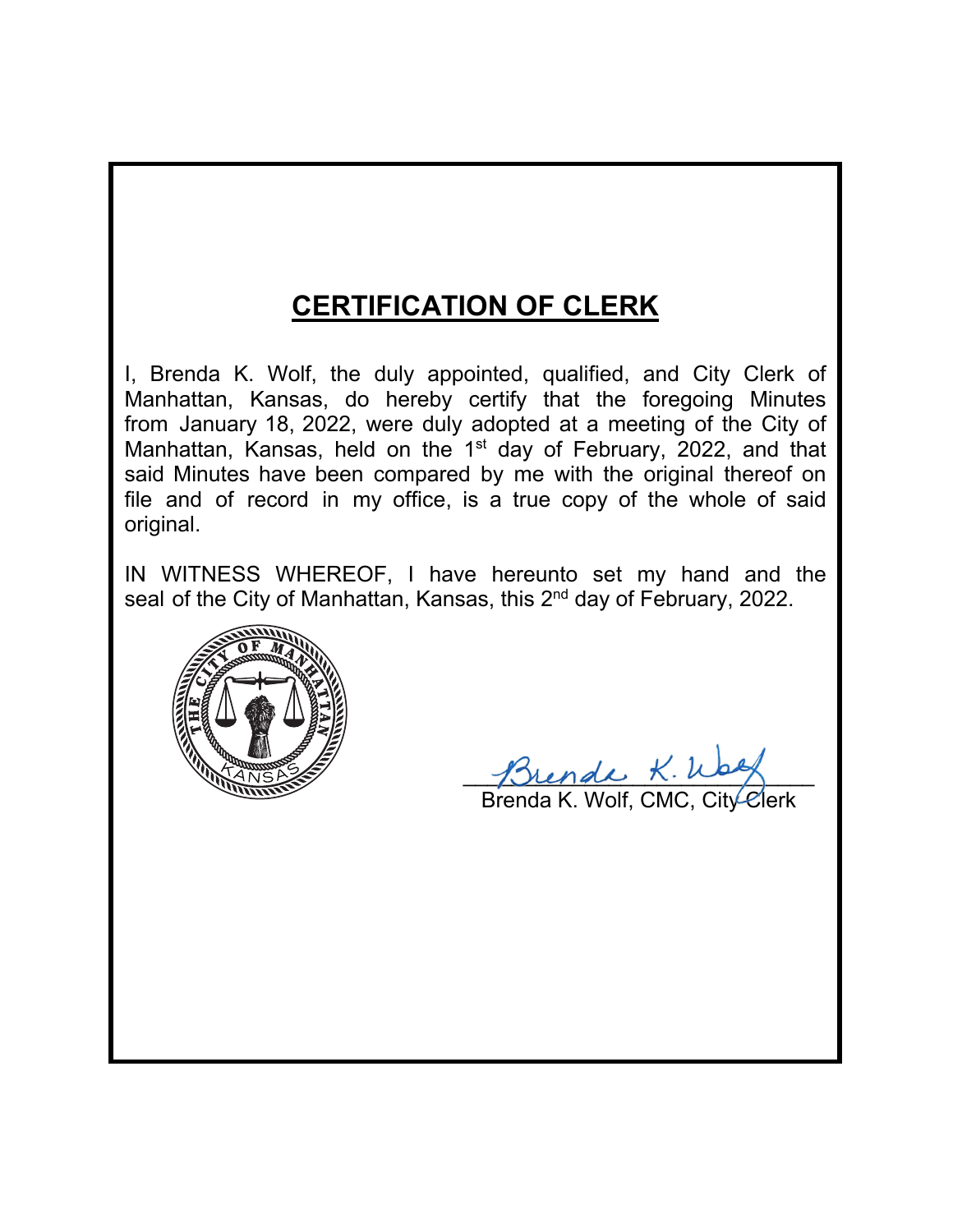# CERTIFICATION OF CLERK

I, Brenda K. Wolf, the duly appointed, qualified, and City Clerk of Manhattan, Kansas, do hereby certify that the foregoing Minutes from January 18, 2022, were duly adopted at a meeting of the City of Manhattan, Kansas, held on the 1st day of February, 2022, and that said Minutes have been compared by me with the original thereof on file and of record in my office, is a true copy of the whole of said original.

IN WITNESS WHEREOF, I have hereunto set my hand and the seal of the City of Manhattan, Kansas, this 2nd day of February, 2022.

THE CITY OF MANHATTAN KANSAS

Brenda K. Wolf

Brenda K. Wolf, CMC, City Clerk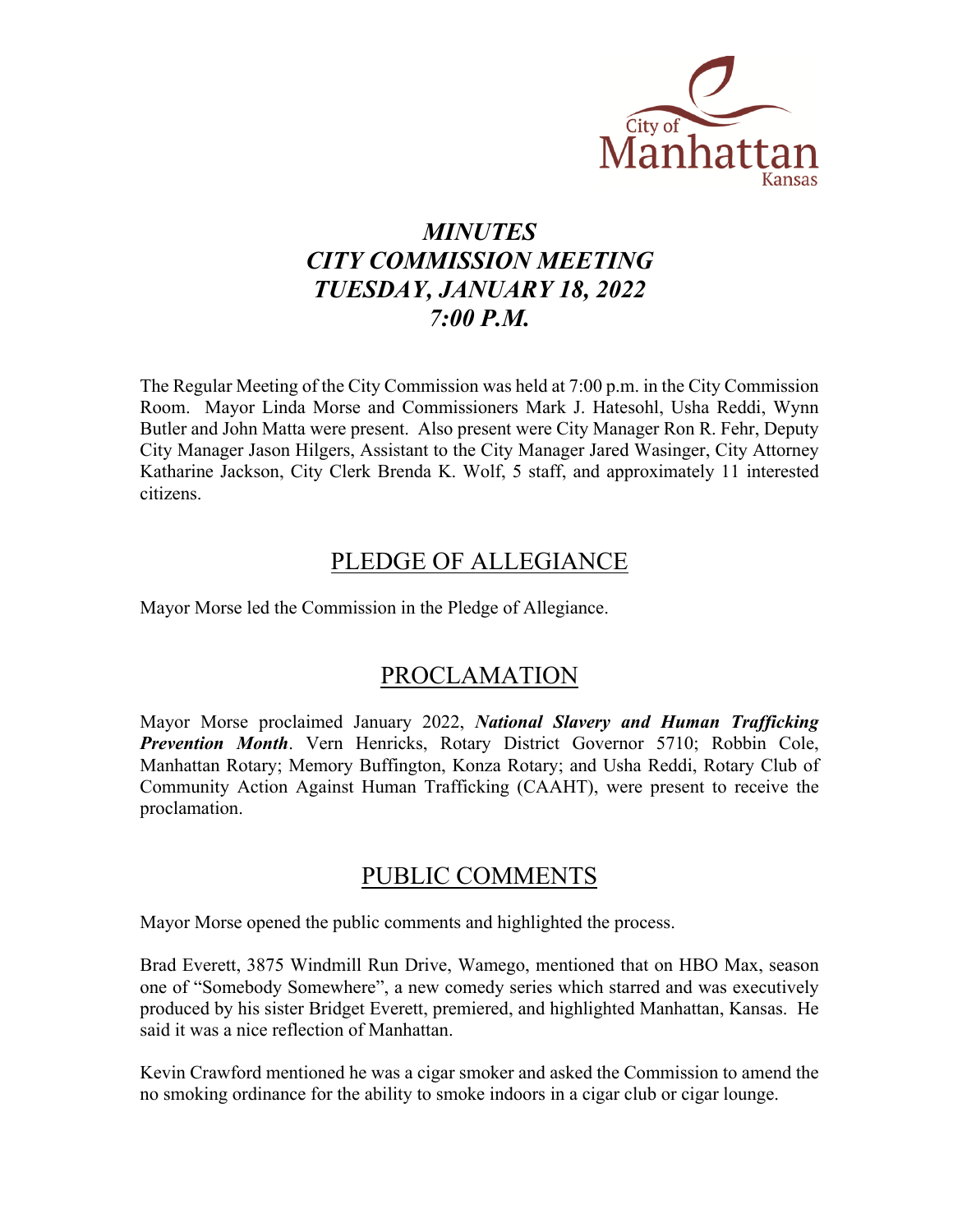# *MINUTES*
# *CITY COMMISSION MEETING*
# *TUESDAY, JANUARY 18, 2022*
# *7:00 P.M.*

The Regular Meeting of the City Commission was held at 7:00 p.m. in the City Commission Room. Mayor Linda Morse and Commissioners Mark J. Hatesohl, Usha Reddi, Wynn Butler and John Matta were present. Also present were City Manager Ron R. Fehr, Deputy City Manager Jason Hilgers, Assistant to the City Manager Jared Wasinger, City Attorney Katharine Jackson, City Clerk Brenda K. Wolf, 5 staff, and approximately 11 interested citizens.

## PLEDGE OF ALLEGIANCE

Mayor Morse led the Commission in the Pledge of Allegiance.

## PROCLAMATION

Mayor Morse proclaimed January 2022, ***National Slavery and Human Trafficking Prevention Month***. Vern Henricks, Rotary District Governor 5710; Robbin Cole, Manhattan Rotary; Memory Buffington, Konza Rotary; and Usha Reddi, Rotary Club of Community Action Against Human Trafficking (CAAHT), were present to receive the proclamation.

## PUBLIC COMMENTS

Mayor Morse opened the public comments and highlighted the process.

Brad Everett, 3875 Windmill Run Drive, Wamego, mentioned that on HBO Max, season one of "Somebody Somewhere", a new comedy series which starred and was executively produced by his sister Bridget Everett, premiered, and highlighted Manhattan, Kansas. He said it was a nice reflection of Manhattan.

Kevin Crawford mentioned he was a cigar smoker and asked the Commission to amend the no smoking ordinance for the ability to smoke indoors in a cigar club or cigar lounge.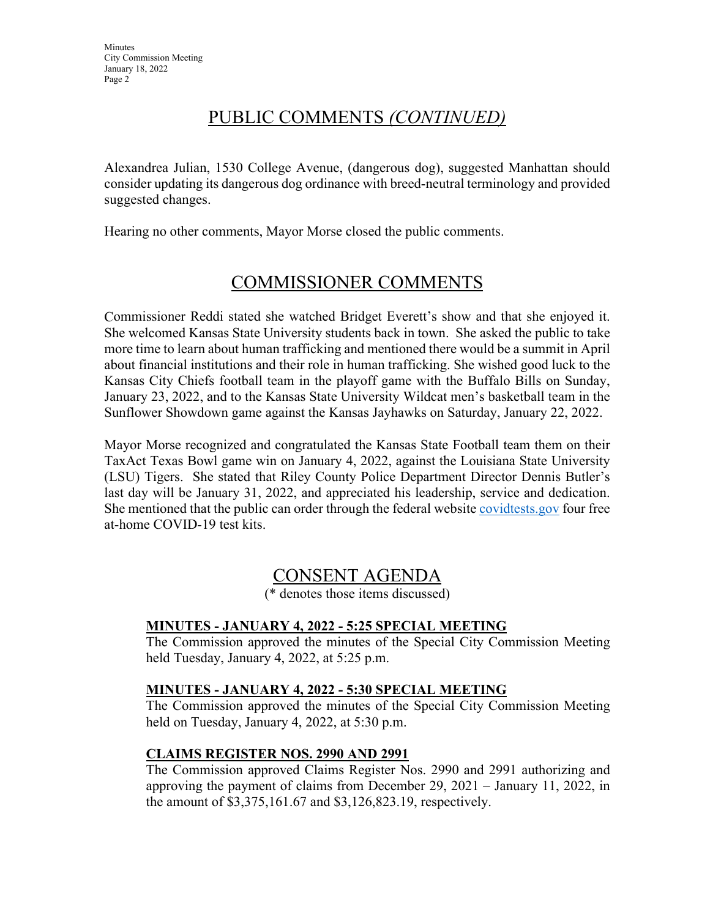## PUBLIC COMMENTS *(CONTINUED)*

Alexandrea Julian, 1530 College Avenue, (dangerous dog), suggested Manhattan should consider updating its dangerous dog ordinance with breed-neutral terminology and provided suggested changes.

Hearing no other comments, Mayor Morse closed the public comments.

## COMMISSIONER COMMENTS

Commissioner Reddi stated she watched Bridget Everett's show and that she enjoyed it. She welcomed Kansas State University students back in town. She asked the public to take more time to learn about human trafficking and mentioned there would be a summit in April about financial institutions and their role in human trafficking. She wished good luck to the Kansas City Chiefs football team in the playoff game with the Buffalo Bills on Sunday, January 23, 2022, and to the Kansas State University Wildcat men's basketball team in the Sunflower Showdown game against the Kansas Jayhawks on Saturday, January 22, 2022.

Mayor Morse recognized and congratulated the Kansas State Football team them on their TaxAct Texas Bowl game win on January 4, 2022, against the Louisiana State University (LSU) Tigers. She stated that Riley County Police Department Director Dennis Butler's last day will be January 31, 2022, and appreciated his leadership, service and dedication. She mentioned that the public can order through the federal website [covidtests.gov](https://covidtests.gov) four free at-home COVID-19 test kits.

## CONSENT AGENDA

(* denotes those items discussed)

**MINUTES - JANUARY 4, 2022 - 5:25 SPECIAL MEETING**

The Commission approved the minutes of the Special City Commission Meeting held Tuesday, January 4, 2022, at 5:25 p.m.

**MINUTES - JANUARY 4, 2022 - 5:30 SPECIAL MEETING**

The Commission approved the minutes of the Special City Commission Meeting held on Tuesday, January 4, 2022, at 5:30 p.m.

**CLAIMS REGISTER NOS. 2990 AND 2991**

The Commission approved Claims Register Nos. 2990 and 2991 authorizing and approving the payment of claims from December 29, 2021 – January 11, 2022, in the amount of $3,375,161.67 and $3,126,823.19, respectively.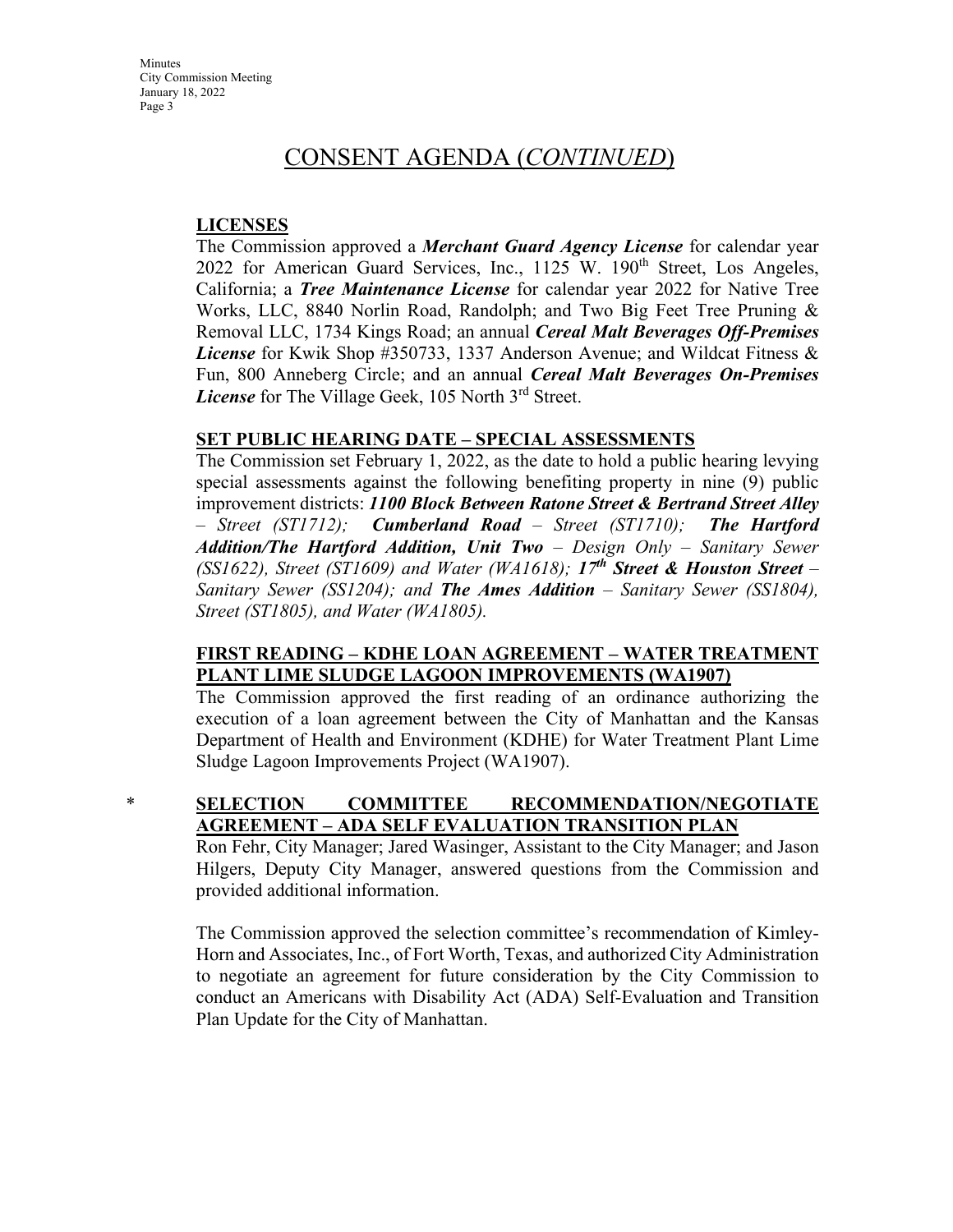# CONSENT AGENDA (*CONTINUED*)

**LICENSES**

The Commission approved a ***Merchant Guard Agency License*** for calendar year 2022 for American Guard Services, Inc., 1125 W. 190th Street, Los Angeles, California; a ***Tree Maintenance License*** for calendar year 2022 for Native Tree Works, LLC, 8840 Norlin Road, Randolph; and Two Big Feet Tree Pruning & Removal LLC, 1734 Kings Road; an annual ***Cereal Malt Beverages Off-Premises License*** for Kwik Shop #350733, 1337 Anderson Avenue; and Wildcat Fitness & Fun, 800 Anneberg Circle; and an annual ***Cereal Malt Beverages On-Premises License*** for The Village Geek, 105 North 3rd Street.

**SET PUBLIC HEARING DATE – SPECIAL ASSESSMENTS**

The Commission set February 1, 2022, as the date to hold a public hearing levying special assessments against the following benefiting property in nine (9) public improvement districts: ***1100 Block Between Ratone Street & Bertrand Street Alley*** *– Street (ST1712);* ***Cumberland Road*** *– Street (ST1710);* ***The Hartford Addition/The Hartford Addition, Unit Two*** *– Design Only – Sanitary Sewer (SS1622), Street (ST1609) and Water (WA1618);* ***17th Street & Houston Street*** *– Sanitary Sewer (SS1204); and* ***The Ames Addition*** *– Sanitary Sewer (SS1804), Street (ST1805), and Water (WA1805).*

**FIRST READING – KDHE LOAN AGREEMENT – WATER TREATMENT PLANT LIME SLUDGE LAGOON IMPROVEMENTS (WA1907)**

The Commission approved the first reading of an ordinance authorizing the execution of a loan agreement between the City of Manhattan and the Kansas Department of Health and Environment (KDHE) for Water Treatment Plant Lime Sludge Lagoon Improvements Project (WA1907).

\* **SELECTION COMMITTEE RECOMMENDATION/NEGOTIATE AGREEMENT – ADA SELF EVALUATION TRANSITION PLAN**

Ron Fehr, City Manager; Jared Wasinger, Assistant to the City Manager; and Jason Hilgers, Deputy City Manager, answered questions from the Commission and provided additional information.

The Commission approved the selection committee's recommendation of Kimley-Horn and Associates, Inc., of Fort Worth, Texas, and authorized City Administration to negotiate an agreement for future consideration by the City Commission to conduct an Americans with Disability Act (ADA) Self-Evaluation and Transition Plan Update for the City of Manhattan.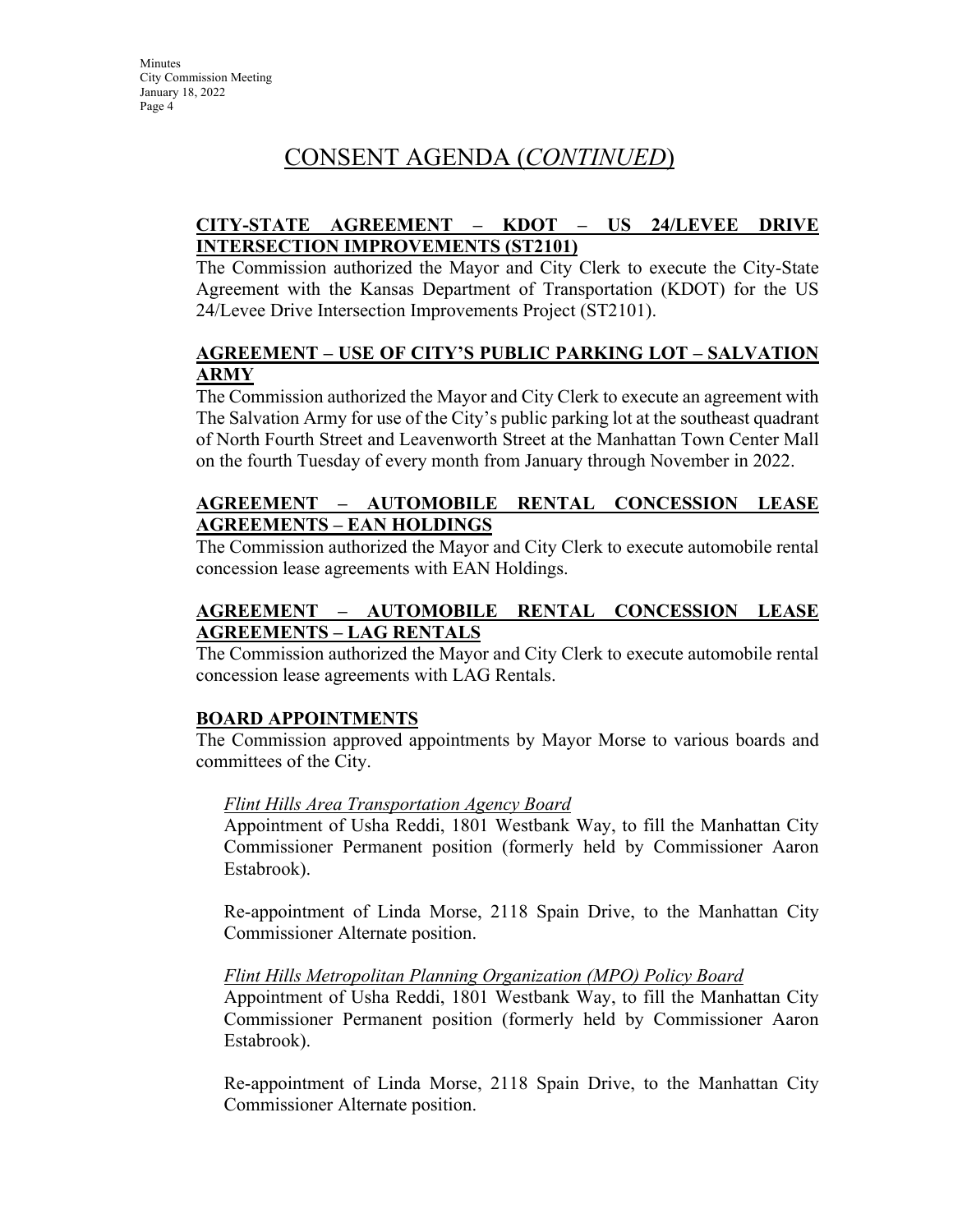# CONSENT AGENDA (*CONTINUED*)

**CITY-STATE AGREEMENT – KDOT – US 24/LEVEE DRIVE INTERSECTION IMPROVEMENTS (ST2101)**

The Commission authorized the Mayor and City Clerk to execute the City-State Agreement with the Kansas Department of Transportation (KDOT) for the US 24/Levee Drive Intersection Improvements Project (ST2101).

**AGREEMENT – USE OF CITY'S PUBLIC PARKING LOT – SALVATION ARMY**

The Commission authorized the Mayor and City Clerk to execute an agreement with The Salvation Army for use of the City's public parking lot at the southeast quadrant of North Fourth Street and Leavenworth Street at the Manhattan Town Center Mall on the fourth Tuesday of every month from January through November in 2022.

**AGREEMENT – AUTOMOBILE RENTAL CONCESSION LEASE AGREEMENTS – EAN HOLDINGS**

The Commission authorized the Mayor and City Clerk to execute automobile rental concession lease agreements with EAN Holdings.

**AGREEMENT – AUTOMOBILE RENTAL CONCESSION LEASE AGREEMENTS – LAG RENTALS**

The Commission authorized the Mayor and City Clerk to execute automobile rental concession lease agreements with LAG Rentals.

**BOARD APPOINTMENTS**

The Commission approved appointments by Mayor Morse to various boards and committees of the City.

*Flint Hills Area Transportation Agency Board*

Appointment of Usha Reddi, 1801 Westbank Way, to fill the Manhattan City Commissioner Permanent position (formerly held by Commissioner Aaron Estabrook).

Re-appointment of Linda Morse, 2118 Spain Drive, to the Manhattan City Commissioner Alternate position.

*Flint Hills Metropolitan Planning Organization (MPO) Policy Board*

Appointment of Usha Reddi, 1801 Westbank Way, to fill the Manhattan City Commissioner Permanent position (formerly held by Commissioner Aaron Estabrook).

Re-appointment of Linda Morse, 2118 Spain Drive, to the Manhattan City Commissioner Alternate position.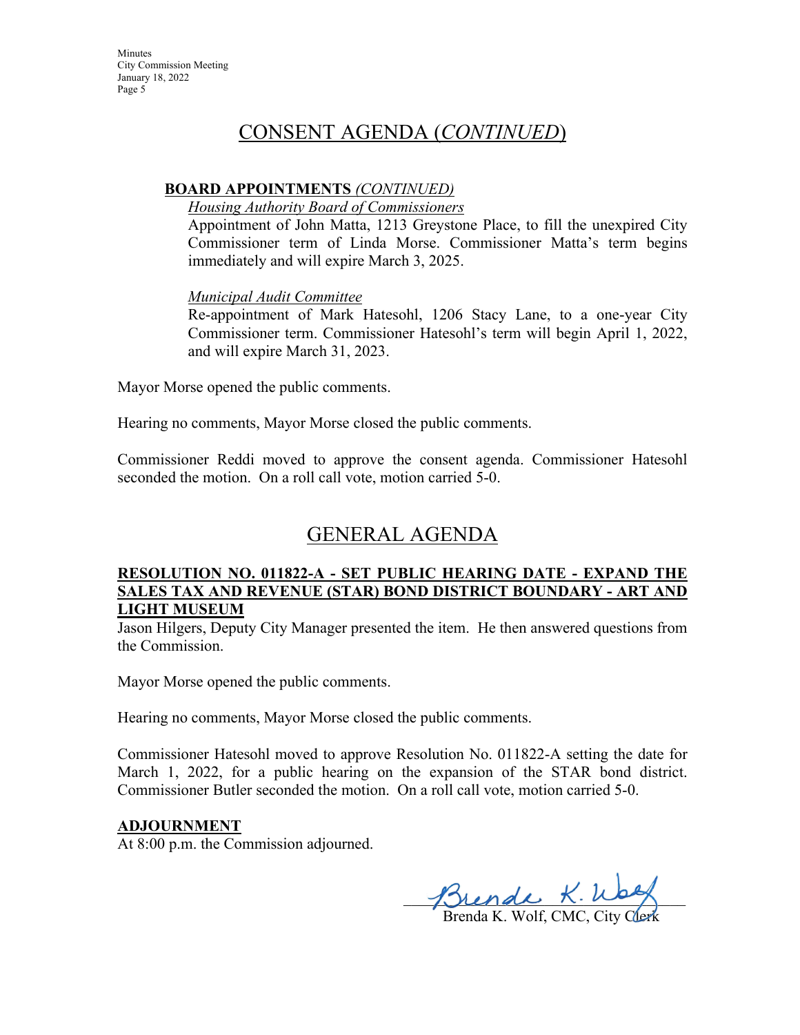# CONSENT AGENDA (*CONTINUED*)

**BOARD APPOINTMENTS** *(CONTINUED)*

*Housing Authority Board of Commissioners*

Appointment of John Matta, 1213 Greystone Place, to fill the unexpired City Commissioner term of Linda Morse. Commissioner Matta's term begins immediately and will expire March 3, 2025.

*Municipal Audit Committee*

Re-appointment of Mark Hatesohl, 1206 Stacy Lane, to a one-year City Commissioner term. Commissioner Hatesohl's term will begin April 1, 2022, and will expire March 31, 2023.

Mayor Morse opened the public comments.

Hearing no comments, Mayor Morse closed the public comments.

Commissioner Reddi moved to approve the consent agenda. Commissioner Hatesohl seconded the motion. On a roll call vote, motion carried 5-0.

# GENERAL AGENDA

**RESOLUTION NO. 011822-A - SET PUBLIC HEARING DATE - EXPAND THE SALES TAX AND REVENUE (STAR) BOND DISTRICT BOUNDARY - ART AND LIGHT MUSEUM**

Jason Hilgers, Deputy City Manager presented the item. He then answered questions from the Commission.

Mayor Morse opened the public comments.

Hearing no comments, Mayor Morse closed the public comments.

Commissioner Hatesohl moved to approve Resolution No. 011822-A setting the date for March 1, 2022, for a public hearing on the expansion of the STAR bond district. Commissioner Butler seconded the motion. On a roll call vote, motion carried 5-0.

**ADJOURNMENT**

At 8:00 p.m. the Commission adjourned.

Brenda K. Wolf, CMC, City Clerk